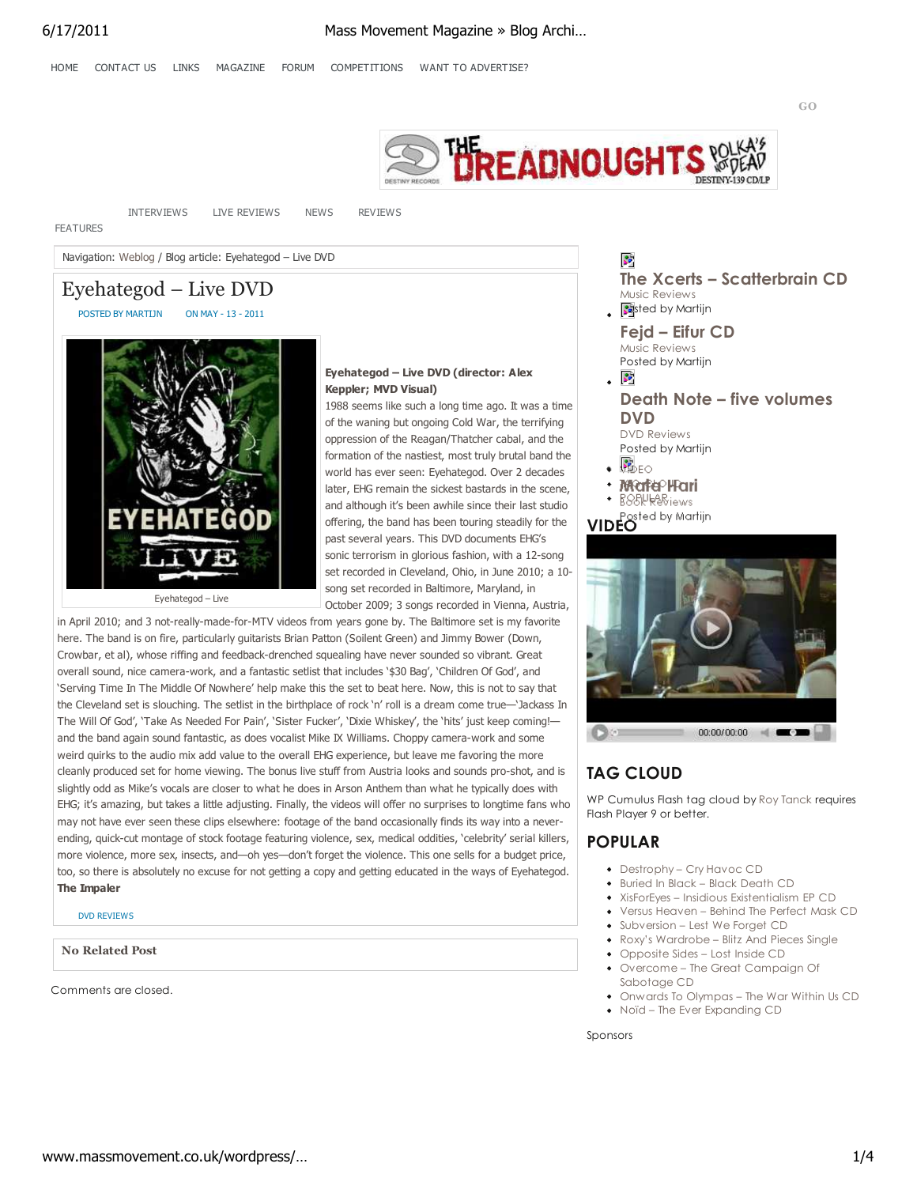HOME CONTACT US LINKS MAGAZINE FORUM COMPETITIONS WANT TO ADVERTISE?

GO

INTERVIEWS LIVE REVIEWS NEWS REVIEWS

FEATURES

Navigation: Weblog / Blog article: Eyehategod – Live DVD

# Eyehategod – Live DVD

POSTED BY MARTIJN ON MAY - 13 - 2011

Eyehategod – Live

**Eyehategod – Live DVD (director: Alex Keppler; MVD Visual)**

1988 seems like such a long time ago. It was a time of the waning but ongoing Cold War, the terrifying oppression of the Reagan/Thatcher cabal, and the formation of the nastiest, most truly brutal band the world has ever seen: Eyehategod. Over 2 decades later, EHG remain the sickest bastards in the scene, and although it's been awhile since their last studio offering, the band has been touring steadily for the past several years. This DVD documents EHG's sonic terrorism in glorious fashion, with a 12-song set recorded in Cleveland, Ohio, in June 2010; a 10-song set recorded in Baltimore, Maryland, in October 2009; 3 songs recorded in Vienna, Austria, in April 2010; and 3 not-really-made-for-MTV videos from years gone by. The Baltimore set is my favorite here. The band is on fire, particularly guitarists Brian Patton (Soilent Green) and Jimmy Bower (Down, Crowbar, et al), whose riffing and feedback-drenched squealing have never sounded so vibrant. Great overall sound, nice camera-work, and a fantastic setlist that includes '$30 Bag', 'Children Of God', and 'Serving Time In The Middle Of Nowhere' help make this the set to beat here. Now, this is not to say that the Cleveland set is slouching. The setlist in the birthplace of rock 'n' roll is a dream come true—'Jackass In The Will Of God', 'Take As Needed For Pain', 'Sister Fucker', 'Dixie Whiskey', the 'hits' just keep coming!—and the band again sound fantastic, as does vocalist Mike IX Williams. Choppy camera-work and some weird quirks to the audio mix add value to the overall EHG experience, but leave me favoring the more cleanly produced set for home viewing. The bonus live stuff from Austria looks and sounds pro-shot, and is slightly odd as Mike's vocals are closer to what he does in Arson Anthem than what he typically does with EHG; it's amazing, but takes a little adjusting. Finally, the videos will offer no surprises to longtime fans who may not have ever seen these clips elsewhere: footage of the band occasionally finds its way into a never-ending, quick-cut montage of stock footage featuring violence, sex, medical oddities, 'celebrity' serial killers, more violence, more sex, insects, and—oh yes—don't forget the violence. This one sells for a budget price, too, so there is absolutely no excuse for not getting a copy and getting educated in the ways of Eyehategod.

**The Impaler**

DVD REVIEWS

**No Related Post**

Comments are closed.

### The Xcerts – Scatterbrain CD
Music Reviews
Posted by Martijn

### Fejd – Eifur CD
Music Reviews
Posted by Martijn

### Death Note – five volumes DVD
DVD Reviews
Posted by Martijn

- VIDEO
- MOST POPULAR
- POPULAR

### Mata Hari
Book Reviews
Posted by Martijn

## VIDEO

00:00/00:00

## TAG CLOUD

WP Cumulus Flash tag cloud by Roy Tanck requires Flash Player 9 or better.

## POPULAR

- Destrophy – Cry Havoc CD
- Buried In Black – Black Death CD
- XisForEyes – Insidious Existentialism EP CD
- Versus Heaven – Behind The Perfect Mask CD
- Subversion – Lest We Forget CD
- Roxy's Wardrobe – Blitz And Pieces Single
- Opposite Sides – Lost Inside CD
- Overcome – The Great Campaign Of Sabotage CD
- Onwards To Olympas – The War Within Us CD
- Noïd – The Ever Expanding CD

Sponsors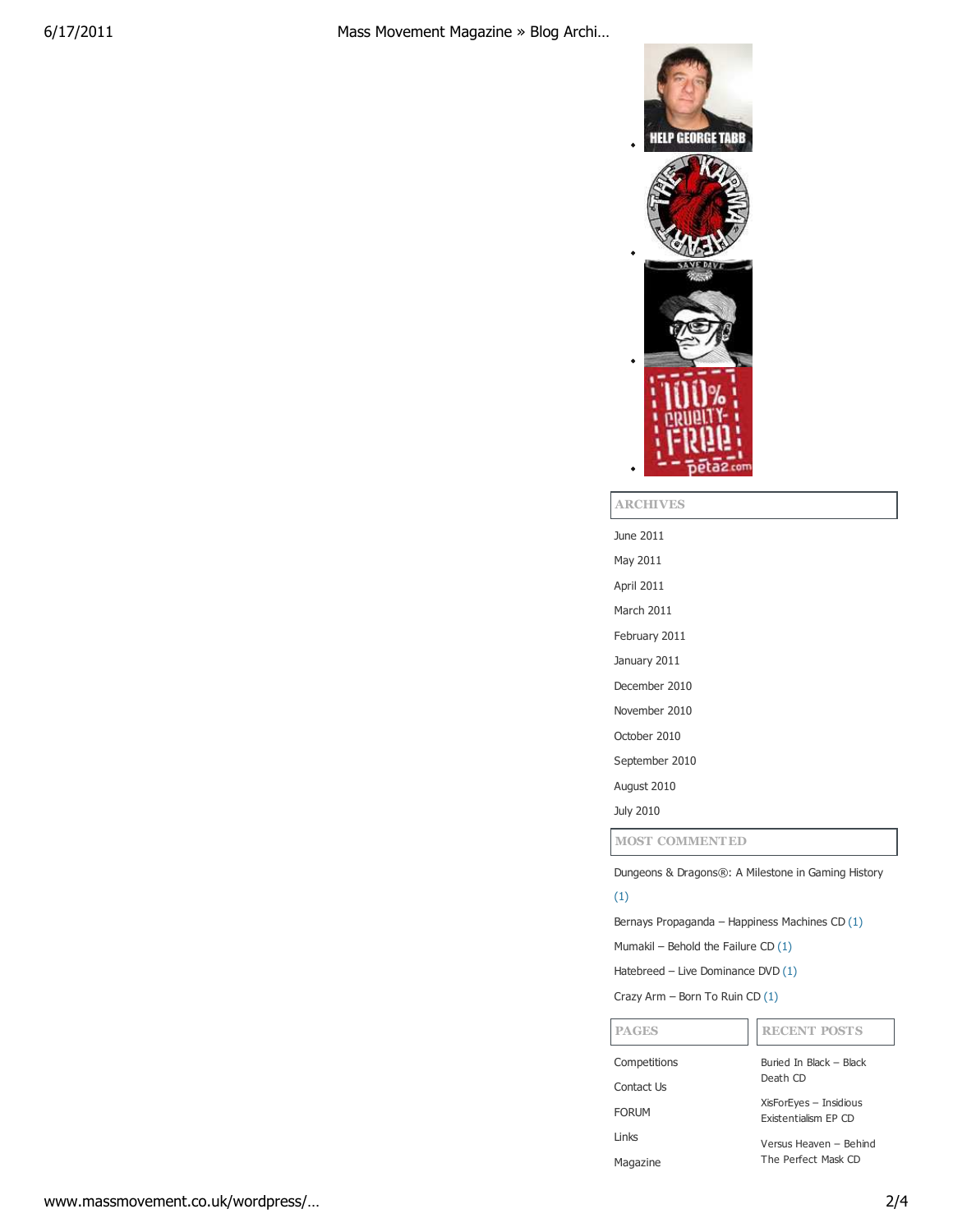## ARCHIVES

- June 2011
- May 2011
- April 2011
- March 2011
- February 2011
- January 2011
- December 2010
- November 2010
- October 2010
- September 2010
- August 2010
- July 2010

## MOST COMMENTED

- Dungeons & Dragons®: A Milestone in Gaming History (1)
- Bernays Propaganda – Happiness Machines CD (1)
- Mumakil – Behold the Failure CD (1)
- Hatebreed – Live Dominance DVD (1)
- Crazy Arm – Born To Ruin CD (1)

## PAGES

- Competitions
- Contact Us
- FORUM
- Links
- Magazine

## RECENT POSTS

- Buried In Black – Black Death CD
- XisForEyes – Insidious Existentialism EP CD
- Versus Heaven – Behind The Perfect Mask CD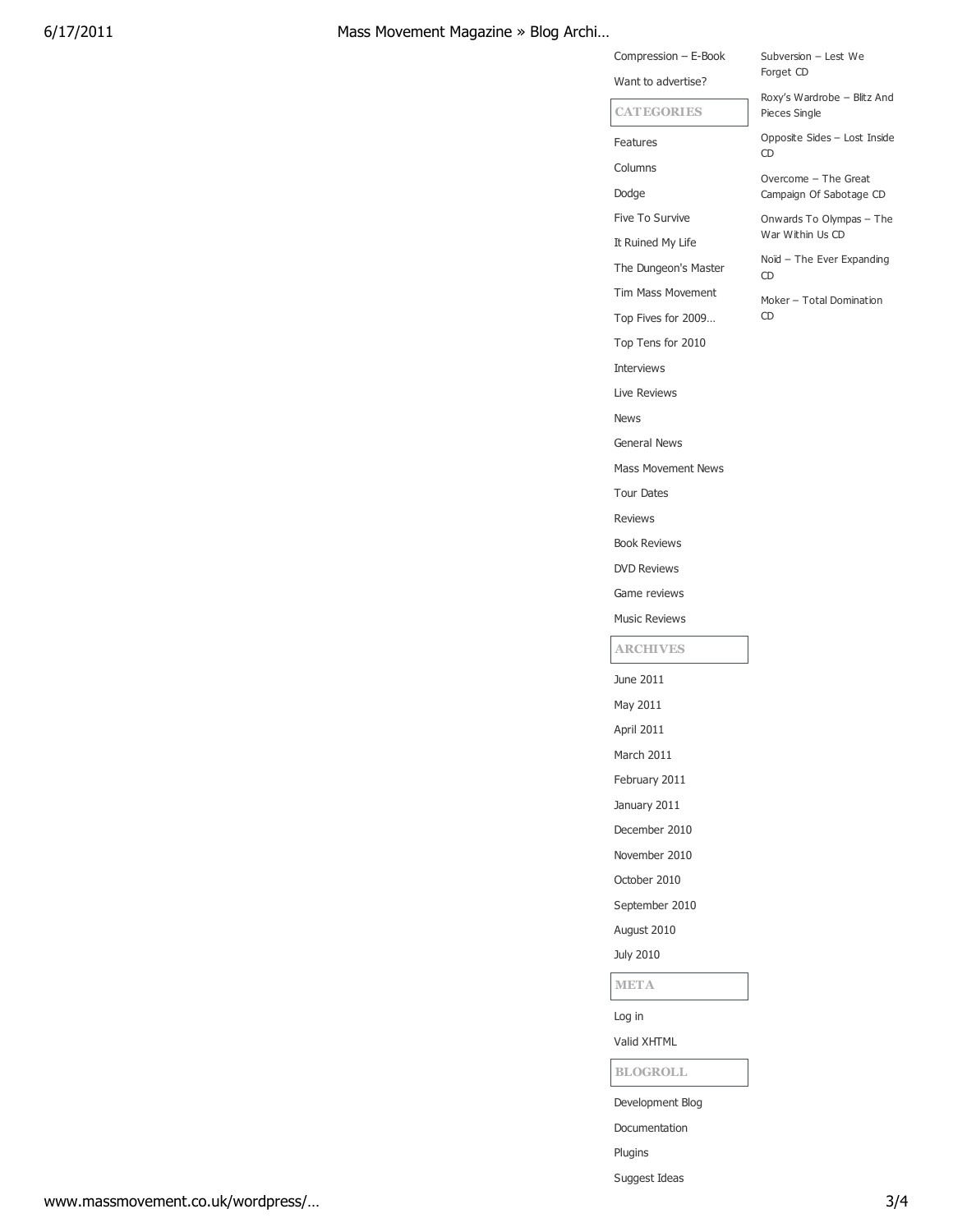Compression – E-Book

Want to advertise?

### CATEGORIES

- Features
- Columns
- Dodge
- Five To Survive
- It Ruined My Life
- The Dungeon's Master
- Tim Mass Movement
- Top Fives for 2009…
- Top Tens for 2010
- Interviews
- Live Reviews
- News
- General News
- Mass Movement News
- Tour Dates
- Reviews
- Book Reviews
- DVD Reviews
- Game reviews
- Music Reviews

### ARCHIVES

- June 2011
- May 2011
- April 2011
- March 2011
- February 2011
- January 2011
- December 2010
- November 2010
- October 2010
- September 2010
- August 2010
- July 2010

### META

- Log in
- Valid XHTML

### BLOGROLL

- Development Blog
- Documentation
- Plugins
- Suggest Ideas

---

- Subversion – Lest We Forget CD
- Roxy's Wardrobe – Blitz And Pieces Single
- Opposite Sides – Lost Inside CD
- Overcome – The Great Campaign Of Sabotage CD
- Onwards To Olympas – The War Within Us CD
- Noïd – The Ever Expanding CD
- Moker – Total Domination CD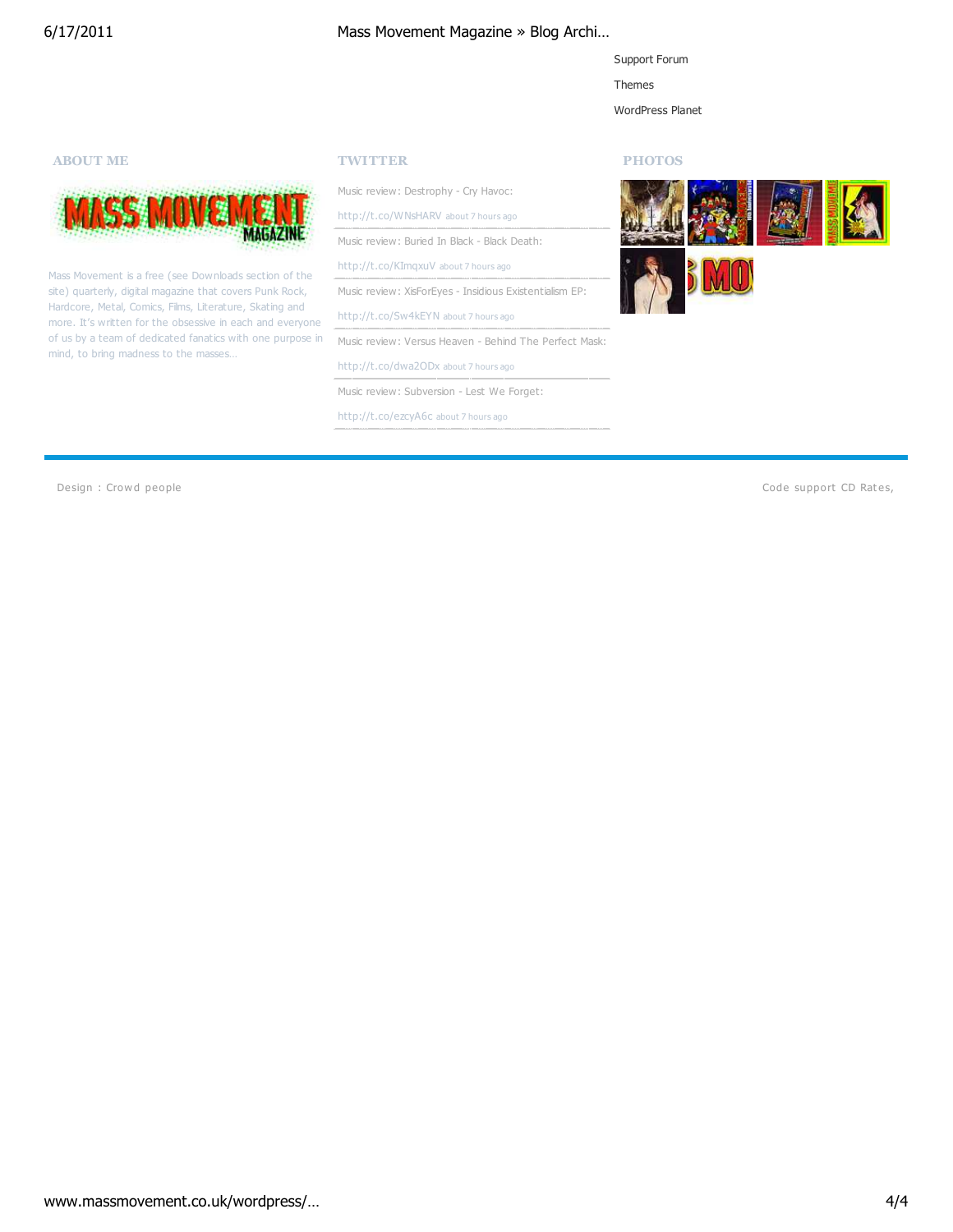Support Forum

Themes

WordPress Planet

## ABOUT ME

Mass Movement is a free (see Downloads section of the site) quarterly, digital magazine that covers Punk Rock, Hardcore, Metal, Comics, Films, Literature, Skating and more. It's written for the obsessive in each and everyone of us by a team of dedicated fanatics with one purpose in mind, to bring madness to the masses...

## TWITTER

Music review: Destrophy - Cry Havoc: http://t.co/WNsHARV about 7 hours ago

Music review: Buried In Black - Black Death: http://t.co/KImqxuV about 7 hours ago

Music review: XisForEyes - Insidious Existentialism EP: http://t.co/Sw4kEYN about 7 hours ago

Music review: Versus Heaven - Behind The Perfect Mask: http://t.co/dwa2ODx about 7 hours ago

Music review: Subversion - Lest We Forget: http://t.co/ezcyA6c about 7 hours ago

## PHOTOS

Design : Crowd people

Code support CD Rates,